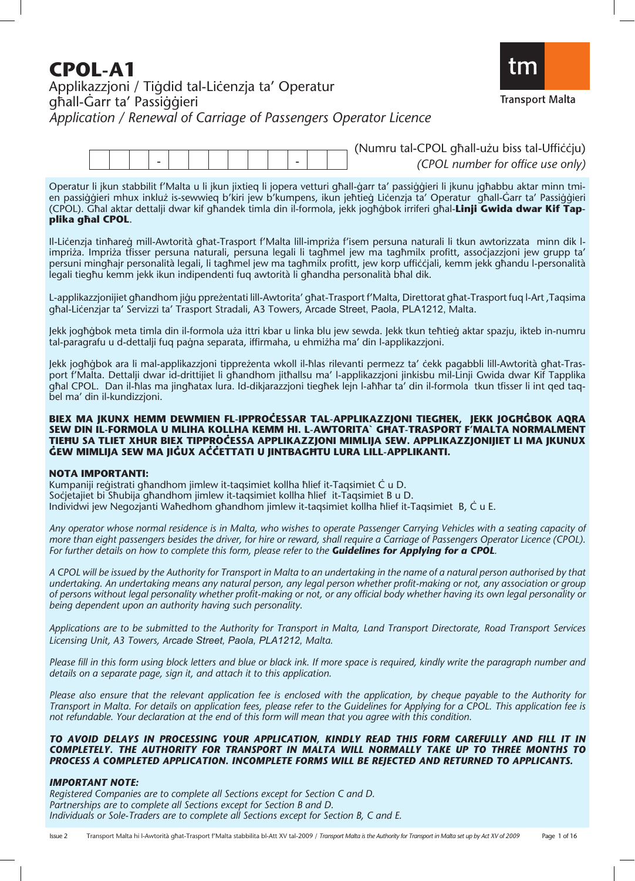# CPOL-A1

Applikazzjoni / Tiġdid tal-Liċenzja ta' Operatur għall-Ġarr ta' Passiġġieri

*Application / Renewal of Carriage of Passengers Operator Licence*

tm Transport Malta

| | | | - | | | | | | | - | | |
|---|---|---|---|---|---|---|---|---|---|---|---|---|

(Numru tal-CPOL għall-użu biss tal-Uffiċċju)
*(CPOL number for office use only)*

Operatur li jkun stabbilit f'Malta u li jkun jixtieq li jopera vetturi għall-ġarr ta' passiġġieri li jkunu jgħabbu aktar minn tmien passiġġieri mhux inkluż is-sewwieq b'kiri jew b'kumpens, ikun jeħtieġ Liċenzja ta' Operatur għall-Ġarr ta' Passiġġieri (CPOL). Għal aktar dettalji dwar kif għandek timla din il-formola, jekk jogħġbok irriferi għal-**Linji Gwida dwar Kif Tapplika għal CPOL**.

Il-Liċenzja tinħareġ mill-Awtorità għat-Trasport f'Malta lill-impriża f'isem persuna naturali li tkun awtorizzata minn dik l-impriża. Impriża tfisser persuna naturali, persuna legali li tagħmel jew ma tagħmilx profitt, assoċjazzjoni jew grupp ta' persuni mingħajr personalità legali, li tagħmel jew ma tagħmilx profitt, jew korp uffiċjali, kemm jekk għandu l-personalità legali tiegħu kemm jekk ikun indipendenti fuq awtorità li għandha personalità bħal dik.

L-applikazzjonijiet għandhom jiġu ppreżentati lill-Awtorita' għat-Trasport f'Malta, Direttorat għat-Trasport fuq l-Art ,Taqsima għal-Liċenzjar ta' Servizzi ta' Trasport Stradali, A3 Towers, Arcade Street, Paola, PLA1212, Malta.

Jekk jogħġbok meta timla din il-formola uża ittri kbar u linka blu jew sewda. Jekk tkun teħtieġ aktar spazju, ikteb in-numru tal-paragrafu u d-dettalji fuq paġna separata, iffirmaha, u ehmiżha ma' din l-applikazzjoni.

Jekk jogħġbok ara li mal-applikazzjoni tippreżenta wkoll il-ħlas rilevanti permezz ta' ċekk pagabbli lill-Awtorità għat-Trasport f'Malta. Dettalji dwar id-drittijiet li għandhom jitħallsu ma' l-applikazzjoni jinkisbu mil-Linji Gwida dwar Kif Tapplika għal CPOL. Dan il-ħlas ma jingħatax lura. Id-dikjarazzjoni tiegħek lejn l-aħħar ta' din il-formola tkun tfisser li int qed taqbel ma' din il-kundizzjoni.

**BIEX MA JKUNX HEMM DEWMIEN FL-IPPROĊESSAR TAL-APPLIKAZZJONI TIEGĦEK, JEKK JOGĦĠBOK AQRA SEW DIN IL-FORMOLA U MLIHA KOLLHA KEMM HI. L-AWTORITA` GĦAT-TRASPORT F'MALTA NORMALMENT TIEĦU SA TLIET XHUR BIEX TIPPROĊESSA APPLIKAZZJONI MIMLIJA SEW. APPLIKAZZJONIJIET LI MA JKUNUX ĠEW MIMLIJA SEW MA JIĠUX AĊĊETTATI U JINTBAGĦTU LURA LILL-APPLIKANTI.**

**NOTA IMPORTANTI:**
Kumpaniji reġistrati għandhom jimlew it-taqsimiet kollha ħlief it-Taqsimiet Ċ u D.
Soċjetajiet bi Sħubija għandhom jimlew it-taqsimiet kollha ħlief it-Taqsimiet B u D.
Individwi jew Negozjanti Waħedhom għandhom jimlew it-taqsimiet kollha ħlief it-Taqsimiet B, Ċ u E.

*Any operator whose normal residence is in Malta, who wishes to operate Passenger Carrying Vehicles with a seating capacity of more than eight passengers besides the driver, for hire or reward, shall require a Carriage of Passengers Operator Licence (CPOL). For further details on how to complete this form, please refer to the* ***Guidelines for Applying for a CPOL****.*

*A CPOL will be issued by the Authority for Transport in Malta to an undertaking in the name of a natural person authorised by that undertaking. An undertaking means any natural person, any legal person whether profit-making or not, any association or group of persons without legal personality whether profit-making or not, or any official body whether having its own legal personality or being dependent upon an authority having such personality.*

*Applications are to be submitted to the Authority for Transport in Malta, Land Transport Directorate, Road Transport Services Licensing Unit, A3 Towers, Arcade Street, Paola, PLA1212, Malta.*

*Please fill in this form using block letters and blue or black ink. If more space is required, kindly write the paragraph number and details on a separate page, sign it, and attach it to this application.*

*Please also ensure that the relevant application fee is enclosed with the application, by cheque payable to the Authority for Transport in Malta. For details on application fees, please refer to the Guidelines for Applying for a CPOL. This application fee is not refundable. Your declaration at the end of this form will mean that you agree with this condition.*

***TO AVOID DELAYS IN PROCESSING YOUR APPLICATION, KINDLY READ THIS FORM CAREFULLY AND FILL IT IN COMPLETELY. THE AUTHORITY FOR TRANSPORT IN MALTA WILL NORMALLY TAKE UP TO THREE MONTHS TO PROCESS A COMPLETED APPLICATION. INCOMPLETE FORMS WILL BE REJECTED AND RETURNED TO APPLICANTS.***

***IMPORTANT NOTE:***
*Registered Companies are to complete all Sections except for Section C and D.*
*Partnerships are to complete all Sections except for Section B and D.*
*Individuals or Sole-Traders are to complete all Sections except for Section B, C and E.*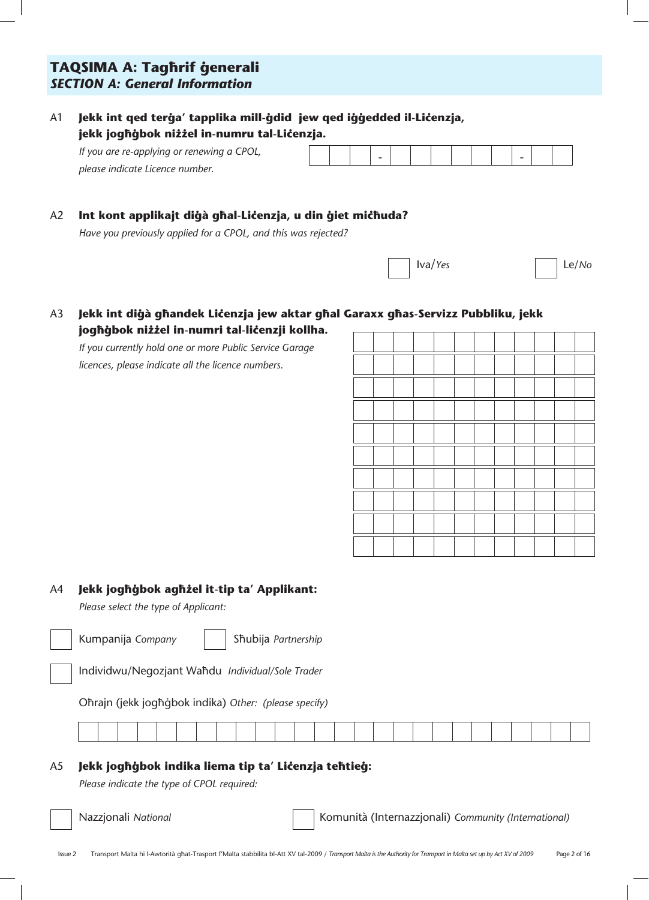## TAQSIMA A: Tagħrif ġenerali
### *SECTION A: General Information*

**A1 Jekk int qed terġa' tapplika mill-ġdid jew qed iġġedded il-Liċenzja, jekk jogħġbok niżżel in-numru tal-Liċenzja.**

*If you are re-applying or renewing a CPOL, please indicate Licence number.*

| | | | - | | | | | | | - | | |
|---|---|---|---|---|---|---|---|---|---|---|---|---|

**A2 Int kont applikajt diġà għal-Liċenzja, u din ġiet miċħuda?**

*Have you previously applied for a CPOL, and this was rejected?*

☐ Iva/*Yes* ☐ Le/*No*

**A3 Jekk int diġà għandek Liċenzja jew aktar għal Garaxx għas-Servizz Pubbliku, jekk jogħġbok niżżel in-numri tal-liċenzji kollha.**

*If you currently hold one or more Public Service Garage licences, please indicate all the licence numbers.*

| | | | | | | | | | | | |
|---|---|---|---|---|---|---|---|---|---|---|---|
| | | | | | | | | | | | |
| | | | | | | | | | | | |
| | | | | | | | | | | | |
| | | | | | | | | | | | |
| | | | | | | | | | | | |
| | | | | | | | | | | | |
| | | | | | | | | | | | |
| | | | | | | | | | | | |
| | | | | | | | | | | | |

**A4 Jekk jogħġbok agħżel it-tip ta' Applikant:**

*Please select the type of Applicant:*

☐ Kumpanija *Company* ☐ Sħubija *Partnership*

☐ Individwu/Negozjant Waħdu *Individual/Sole Trader*

Oħrajn (jekk jogħġbok indika) *Other: (please specify)*

| | | | | | | | | | | | | | | | | | | | | | | | | | |
|---|---|---|---|---|---|---|---|---|---|---|---|---|---|---|---|---|---|---|---|---|---|---|---|---|---|

**A5 Jekk jogħġbok indika liema tip ta' Liċenzja teħtieġ:**

*Please indicate the type of CPOL required:*

☐ Nazzjonali *National* ☐ Komunità (Internazzjonali) *Community (International)*

Issue 2 Transport Malta hi l-Awtorità għat-Trasport f'Malta stabbilita bl-Att XV tal-2009 / *Transport Malta is the Authority for Transport in Malta set up by Act XV of 2009*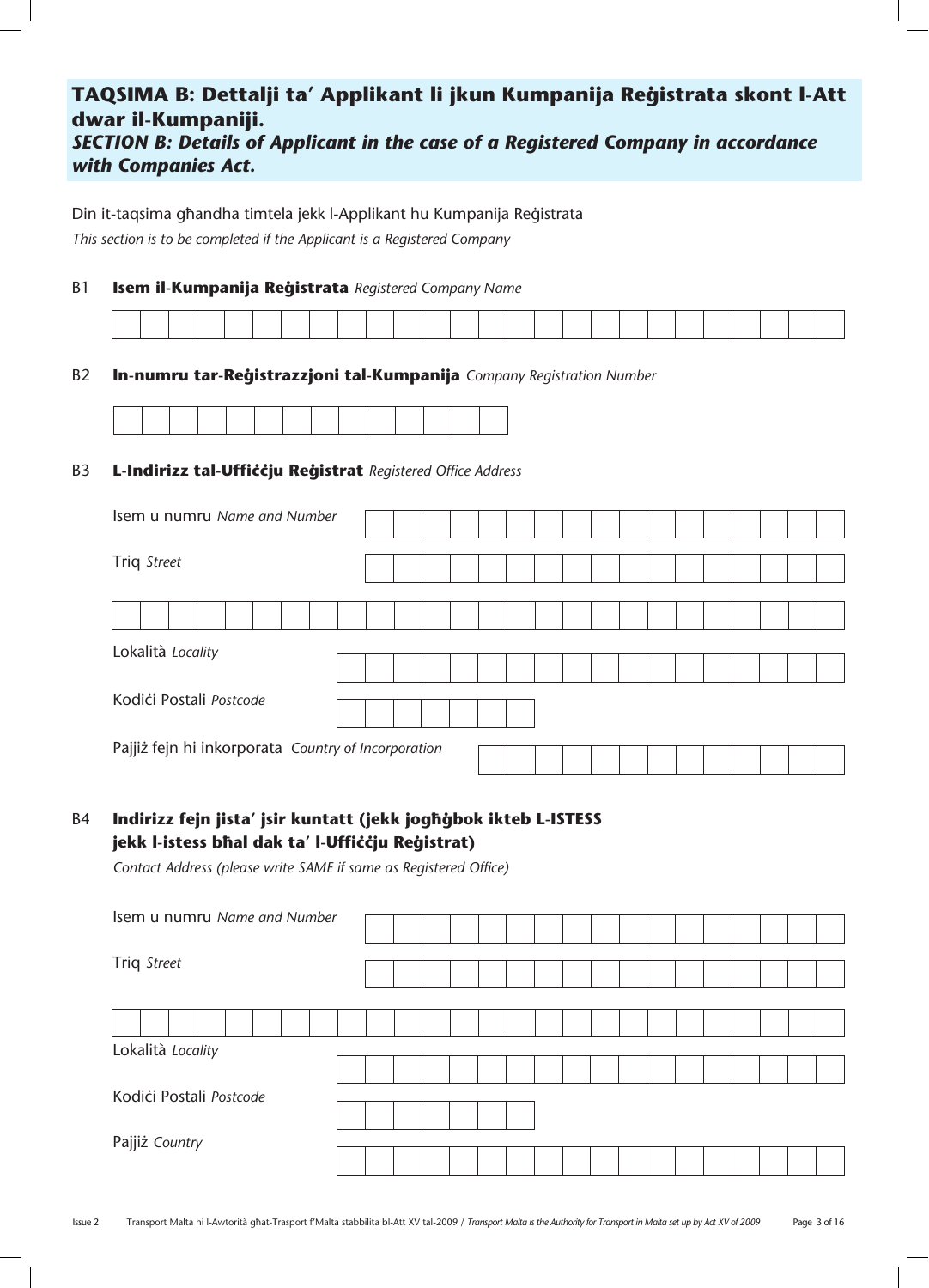## TAQSIMA B: Dettalji ta' Applikant li jkun Kumpanija Reġistrata skont l-Att dwar il-Kumpaniji.
## *SECTION B: Details of Applicant in the case of a Registered Company in accordance with Companies Act.*

Din it-taqsima għandha timtela jekk l-Applikant hu Kumpanija Reġistrata
*This section is to be completed if the Applicant is a Registered Company*

**B1 Isem il-Kumpanija Reġistrata** *Registered Company Name*

**B2 In-numru tar-Reġistrazzjoni tal-Kumpanija** *Company Registration Number*

**B3 L-Indirizz tal-Uffiċċju Reġistrat** *Registered Office Address*

Isem u numru *Name and Number*

Triq *Street*

Lokalità *Locality*

Kodiċi Postali *Postcode*

Pajjiż fejn hi inkorporata *Country of Incorporation*

**B4 Indirizz fejn jista' jsir kuntatt (jekk jogħġbok ikteb L-ISTESS jekk l-istess bħal dak ta' l-Uffiċċju Reġistrat)**
*Contact Address (please write SAME if same as Registered Office)*

Isem u numru *Name and Number*

Triq *Street*

Lokalità *Locality*

Kodiċi Postali *Postcode*

Pajjiż *Country*

Issue 2 Transport Malta hi l-Awtorità għat-Trasport f'Malta stabbilita bl-Att XV tal-2009 / *Transport Malta is the Authority for Transport in Malta set up by Act XV of 2009*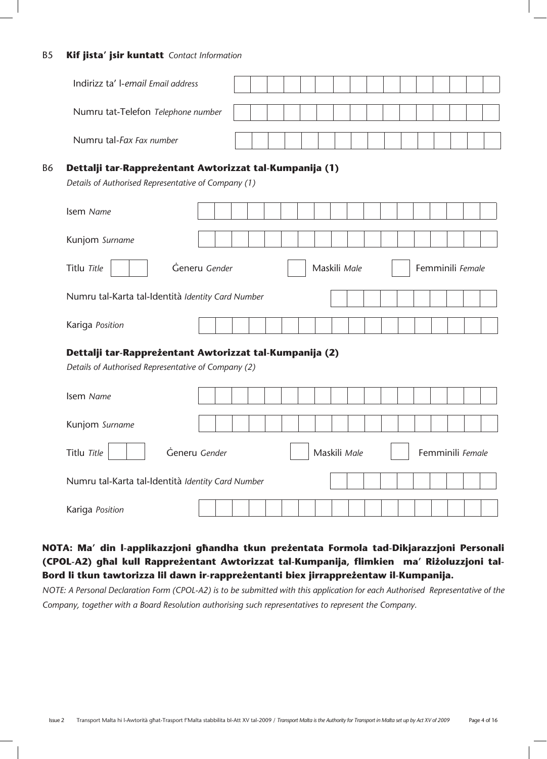## B5 **Kif jista' jsir kuntatt** *Contact Information*

Indirizz ta' l-*email* *Email address*

Numru tat-Telefon *Telephone number*

Numru tal-*Fax* *Fax number*

## B6 **Dettalji tar-Rappreżentant Awtorizzat tal-Kumpanija (1)**

*Details of Authorised Representative of Company (1)*

Isem *Name*

Kunjom *Surname*

Titlu *Title* Ġeneru *Gender* Maskili *Male* Femminili *Female*

Numru tal-Karta tal-Identità *Identity Card Number*

Kariga *Position*

### **Dettalji tar-Rappreżentant Awtorizzat tal-Kumpanija (2)**

*Details of Authorised Representative of Company (2)*

Isem *Name*

Kunjom *Surname*

Titlu *Title* Ġeneru *Gender* Maskili *Male* Femminili *Female*

Numru tal-Karta tal-Identità *Identity Card Number*

Kariga *Position*

**NOTA: Ma' din l-applikazzjoni għandha tkun preżentata Formola tad-Dikjarazzjoni Personali (CPOL-A2) għal kull Rappreżentant Awtorizzat tal-Kumpanija, flimkien ma' Riżoluzzjoni tal-Bord li tkun tawtorizza lil dawn ir-rappreżentanti biex jirrappreżentaw il-Kumpanija.**

*NOTE: A Personal Declaration Form (CPOL-A2) is to be submitted with this application for each Authorised Representative of the Company, together with a Board Resolution authorising such representatives to represent the Company.*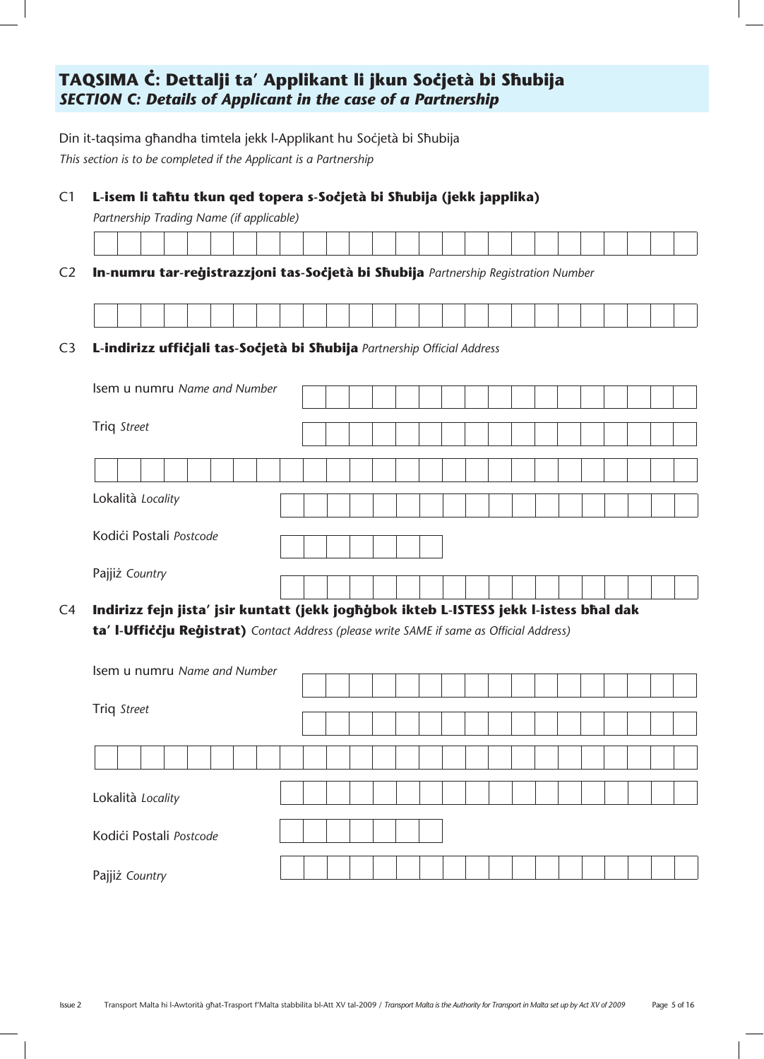## TAQSIMA Ċ: Dettalji ta' Applikant li jkun Soċjetà bi Sħubija
## *SECTION C: Details of Applicant in the case of a Partnership*

Din it-taqsima għandha timtela jekk l-Applikant hu Soċjetà bi Sħubija

*This section is to be completed if the Applicant is a Partnership*

C1 **L-isem li taħtu tkun qed topera s-Soċjetà bi Sħubija (jekk japplika)**
*Partnership Trading Name (if applicable)*

C2 **In-numru tar-reġistrazzjoni tas-Soċjetà bi Sħubija** *Partnership Registration Number*

C3 **L-indirizz uffiċjali tas-Soċjetà bi Sħubija** *Partnership Official Address*

Isem u numru *Name and Number*

Triq *Street*

Lokalità *Locality*

Kodiċi Postali *Postcode*

Pajjiż *Country*

C4 **Indirizz fejn jista' jsir kuntatt (jekk jogħġbok ikteb L-ISTESS jekk l-istess bħal dak ta' l-Uffiċċju Reġistrat)** *Contact Address (please write SAME if same as Official Address)*

Isem u numru *Name and Number*

Triq *Street*

Lokalità *Locality*

Kodiċi Postali *Postcode*

Pajjiż *Country*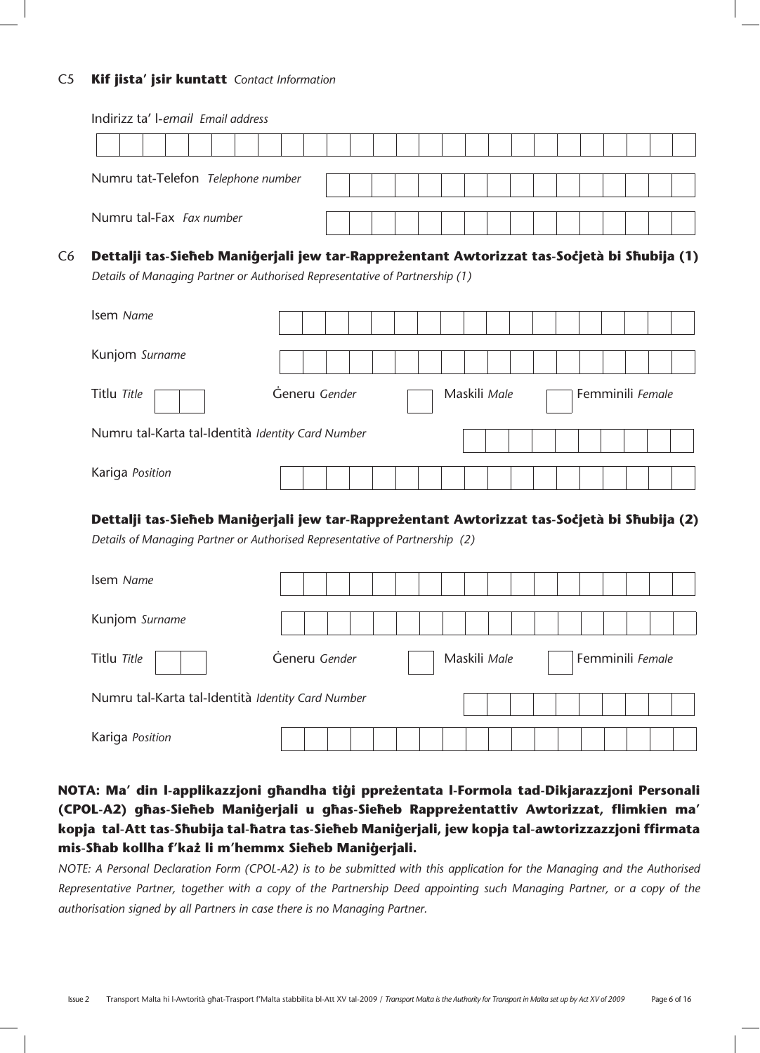## C5 **Kif jista' jsir kuntatt** *Contact Information*

Indirizz ta' l-*email* *Email address*

Numru tat-Telefon *Telephone number*

Numru tal-Fax *Fax number*

## C6 **Dettalji tas-Sieħeb Maniġerjali jew tar-Rappreżentant Awtorizzat tas-Soċjetà bi Sħubija (1)**

*Details of Managing Partner or Authorised Representative of Partnership (1)*

Isem *Name*

Kunjom *Surname*

Titlu *Title* Ġeneru *Gender* Maskili *Male* Femminili *Female*

Numru tal-Karta tal-Identità *Identity Card Number*

Kariga *Position*

### **Dettalji tas-Sieħeb Maniġerjali jew tar-Rappreżentant Awtorizzat tas-Soċjetà bi Sħubija (2)**

*Details of Managing Partner or Authorised Representative of Partnership (2)*

Isem *Name*

Kunjom *Surname*

Titlu *Title* Ġeneru *Gender* Maskili *Male* Femminili *Female*

Numru tal-Karta tal-Identità *Identity Card Number*

Kariga *Position*

**NOTA: Ma' din l-applikazzjoni għandha tiġi ppreżentata l-Formola tad-Dikjarazzjoni Personali (CPOL-A2) għas-Sieħeb Maniġerjali u għas-Sieħeb Rappreżentattiv Awtorizzat, flimkien ma' kopja tal-Att tas-Sħubija tal-ħatra tas-Sieħeb Maniġerjali, jew kopja tal-awtorizzazzjoni ffirmata mis-Sħab kollha f'każ li m'hemmx Sieħeb Maniġerjali.**

*NOTE: A Personal Declaration Form (CPOL-A2) is to be submitted with this application for the Managing and the Authorised Representative Partner, together with a copy of the Partnership Deed appointing such Managing Partner, or a copy of the authorisation signed by all Partners in case there is no Managing Partner.*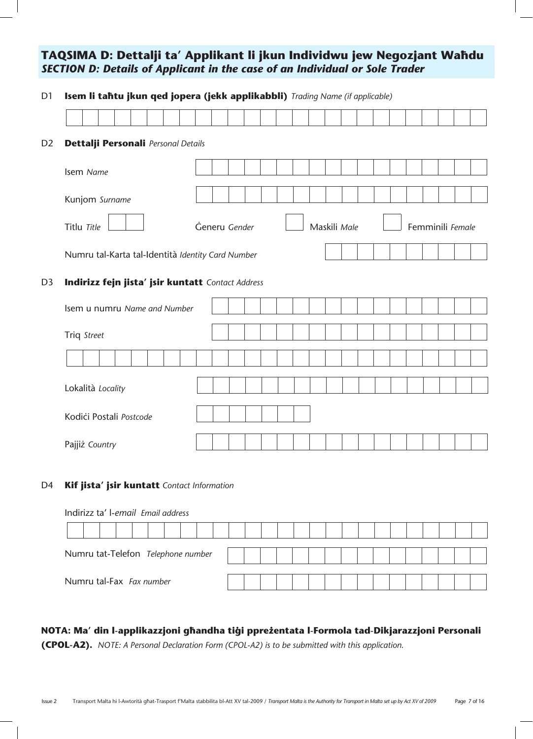## TAQSIMA D: Dettalji ta' Applikant li jkun Individwu jew Negozjant Waħdu
## *SECTION D: Details of Applicant in the case of an Individual or Sole Trader*

D1 **Isem li taħtu jkun qed jopera (jekk applikabbli)** *Trading Name (if applicable)*

D2 **Dettalji Personali** *Personal Details*

Isem *Name*

Kunjom *Surname*

Titlu *Title* Ġeneru *Gender* Maskili *Male* Femminili *Female*

Numru tal-Karta tal-Identità *Identity Card Number*

D3 **Indirizz fejn jista' jsir kuntatt** *Contact Address*

Isem u numru *Name and Number*

Triq *Street*

Lokalità *Locality*

Kodiċi Postali *Postcode*

Pajjiż *Country*

D4 **Kif jista' jsir kuntatt** *Contact Information*

Indirizz ta' l-*email* *Email address*

Numru tat-Telefon *Telephone number*

Numru tal-Fax *Fax number*

**NOTA: Ma' din l-applikazzjoni għandha tiġi ppreżentata l-Formola tad-Dikjarazzjoni Personali (CPOL-A2).** *NOTE: A Personal Declaration Form (CPOL-A2) is to be submitted with this application.*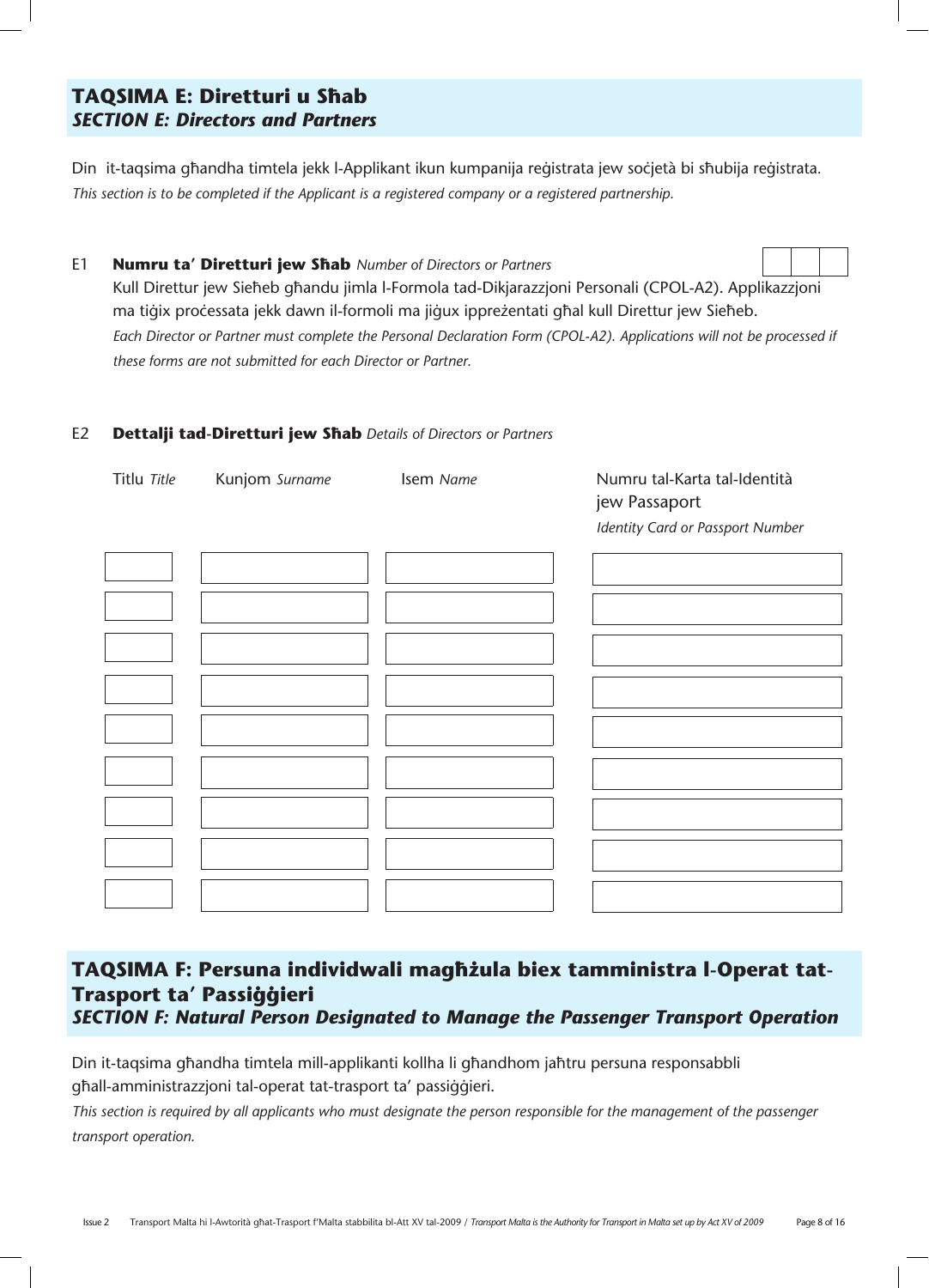## TAQSIMA E: Diretturi u Sħab
## *SECTION E: Directors and Partners*

Din it-taqsima għandha timtela jekk l-Applikant ikun kumpanija reġistrata jew soċjetà bi sħubija reġistrata.
*This section is to be completed if the Applicant is a registered company or a registered partnership.*

E1 **Numru ta' Diretturi jew Sħab** *Number of Directors or Partners*

| | | |
|---|---|---|
| | | |

Kull Direttur jew Sieħeb għandu jimla l-Formola tad-Dikjarazzjoni Personali (CPOL-A2). Applikazzjoni ma tiġix proċessata jekk dawn il-formoli ma jiġux ippreżentati għal kull Direttur jew Sieħeb.
*Each Director or Partner must complete the Personal Declaration Form (CPOL-A2). Applications will not be processed if these forms are not submitted for each Director or Partner.*

E2 **Dettalji tad-Diretturi jew Sħab** *Details of Directors or Partners*

| Titlu *Title* | Kunjom *Surname* | Isem *Name* | Numru tal-Karta tal-Identità jew Passaport *Identity Card or Passport Number* |
|---|---|---|---|
| | | | |
| | | | |
| | | | |
| | | | |
| | | | |
| | | | |
| | | | |
| | | | |
| | | | |

## TAQSIMA F: Persuna individwali magħżula biex tamministra l-Operat tat-Trasport ta' Passiġġieri
## *SECTION F: Natural Person Designated to Manage the Passenger Transport Operation*

Din it-taqsima għandha timtela mill-applikanti kollha li għandhom jaħtru persuna responsabbli għall-amministrazzjoni tal-operat tat-trasport ta' passiġġieri.
*This section is required by all applicants who must designate the person responsible for the management of the passenger transport operation.*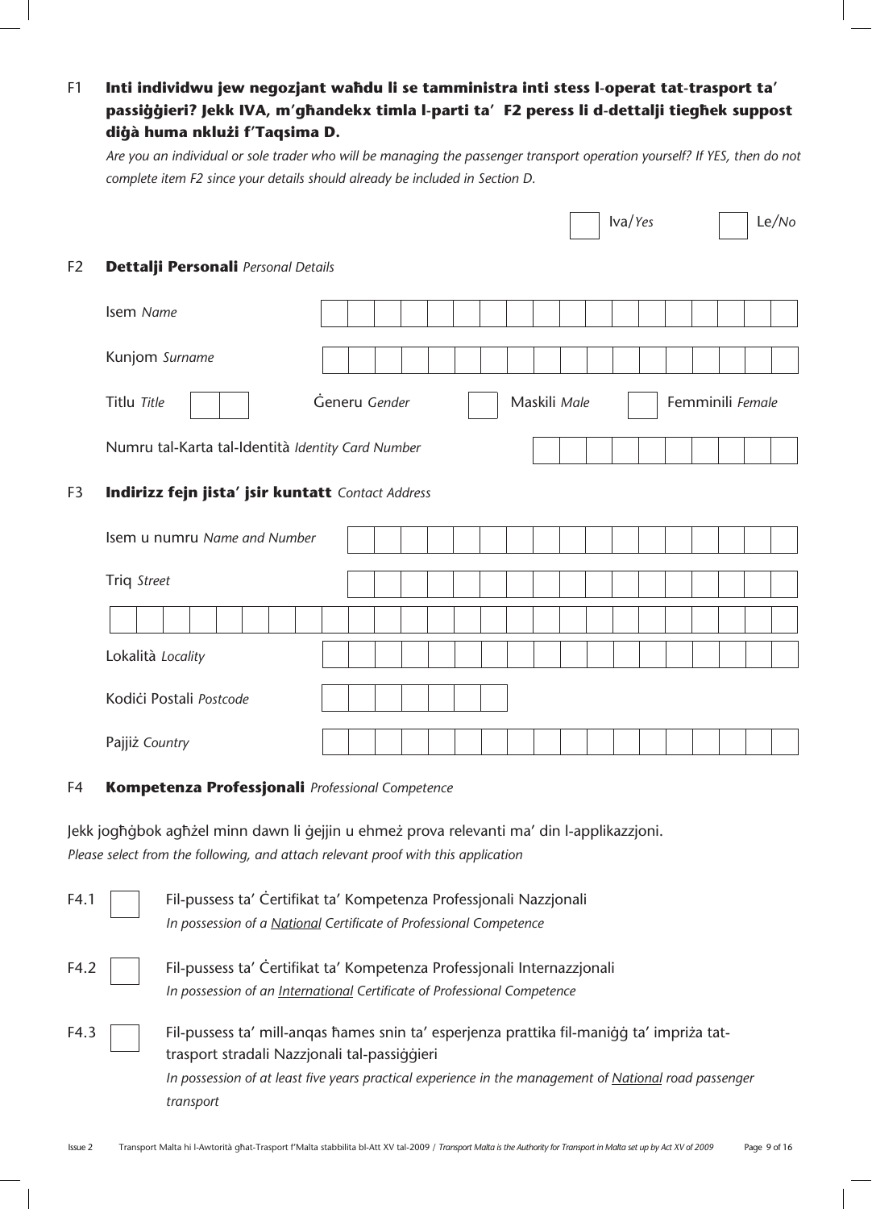**F1 Inti individwu jew negozjant waħdu li se tamministra inti stess l-operat tat-trasport ta' passiġġieri? Jekk IVA, m'għandekx timla l-parti ta' F2 peress li d-dettalji tiegħek suppost diġà huma nklużi f'Taqsima D.**

*Are you an individual or sole trader who will be managing the passenger transport operation yourself? If YES, then do not complete item F2 since your details should already be included in Section D.*

☐ Iva/*Yes* ☐ Le/*No*

## F2 Dettalji Personali *Personal Details*

Isem *Name*

Kunjom *Surname*

Titlu *Title* Ġeneru *Gender* ☐ Maskili *Male* ☐ Femminili *Female*

Numru tal-Karta tal-Identità *Identity Card Number*

## F3 Indirizz fejn jista' jsir kuntatt *Contact Address*

Isem u numru *Name and Number*

Triq *Street*

Lokalità *Locality*

Kodiċi Postali *Postcode*

Pajjiż *Country*

## F4 Kompetenza Professjonali *Professional Competence*

Jekk jogħġbok agħżel minn dawn li ġejjin u ehmeż prova relevanti ma' din l-applikazzjoni.
*Please select from the following, and attach relevant proof with this application*

F4.1 ☐ Fil-pussess ta' Ċertifikat ta' Kompetenza Professjonali Nazzjonali
*In possession of a National Certificate of Professional Competence*

F4.2 ☐ Fil-pussess ta' Ċertifikat ta' Kompetenza Professjonali Internazzjonali
*In possession of an International Certificate of Professional Competence*

F4.3 ☐ Fil-pussess ta' mill-anqas ħames snin ta' esperjenza prattika fil-maniġġ ta' impriża tat-trasport stradali Nazzjonali tal-passiġġieri
*In possession of at least five years practical experience in the management of National road passenger transport*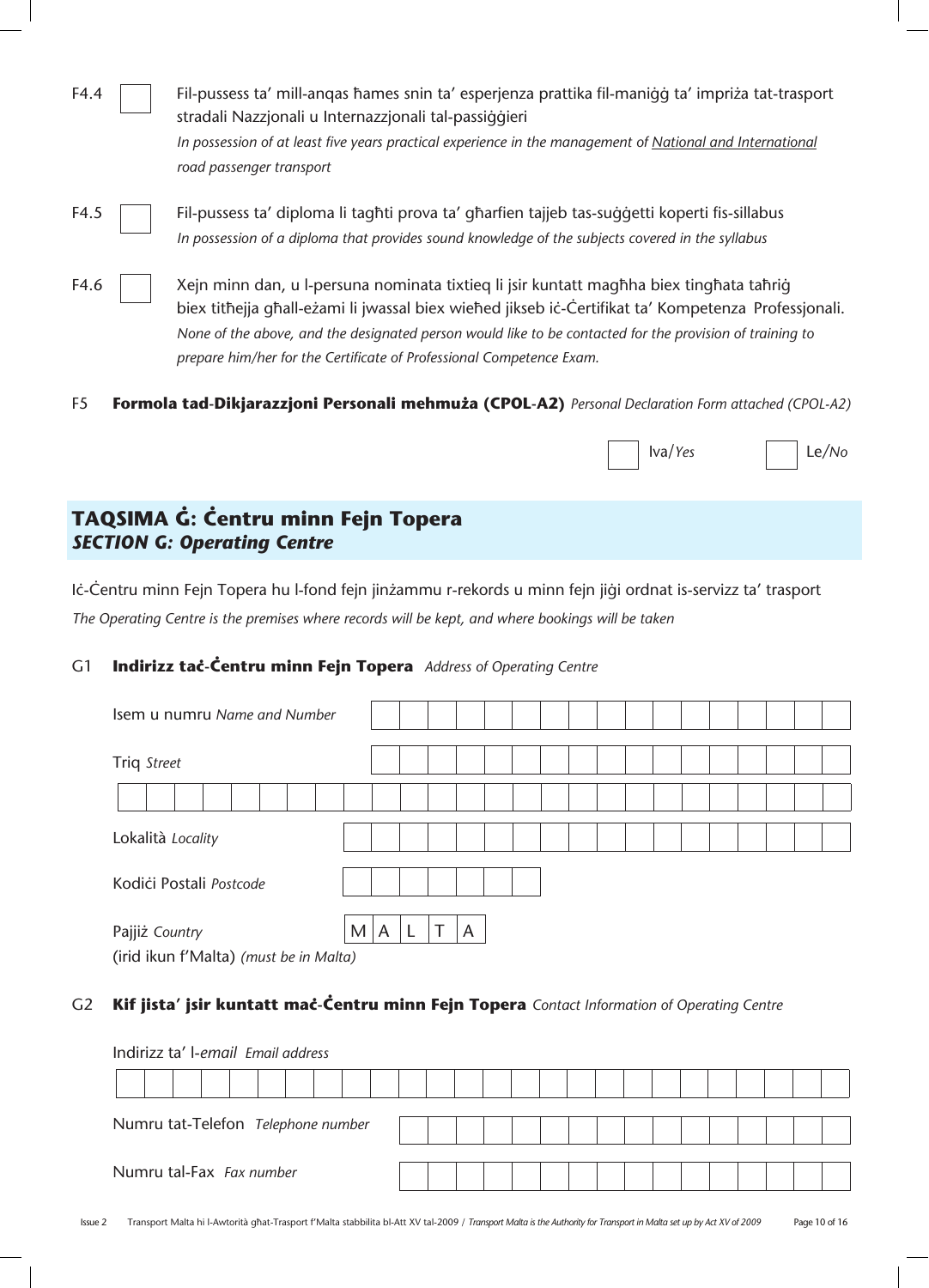F4.4 ☐ Fil-pussess ta' mill-anqas ħames snin ta' esperjenza prattika fil-maniġġ ta' impriża tat-trasport stradali Nazzjonali u Internazzjonali tal-passiġġieri
*In possession of at least five years practical experience in the management of National and International road passenger transport*

F4.5 ☐ Fil-pussess ta' diploma li tagħti prova ta' għarfien tajjeb tas-suġġetti koperti fis-sillabus
*In possession of a diploma that provides sound knowledge of the subjects covered in the syllabus*

F4.6 ☐ Xejn minn dan, u l-persuna nominata tixtieq li jsir kuntatt magħha biex tingħata taħriġ biex titħejja għall-eżami li jwassal biex wieħed jikseb iċ-Ċertifikat ta' Kompetenza Professjonali.
*None of the above, and the designated person would like to be contacted for the provision of training to prepare him/her for the Certificate of Professional Competence Exam.*

F5 **Formola tad-Dikjarazzjoni Personali mehmuża (CPOL-A2)** *Personal Declaration Form attached (CPOL-A2)*

☐ Iva/*Yes* ☐ Le/*No*

## TAQSIMA Ġ: Ċentru minn Fejn Topera
## *SECTION G: Operating Centre*

Iċ-Ċentru minn Fejn Topera hu l-fond fejn jinżammu r-rekords u minn fejn jiġi ordnat is-servizz ta' trasport
*The Operating Centre is the premises where records will be kept, and where bookings will be taken*

G1 **Indirizz taċ-Ċentru minn Fejn Topera** *Address of Operating Centre*

Isem u numru *Name and Number* ____________________

Triq *Street* ____________________

____________________

Lokalità *Locality* ____________________

Kodiċi Postali *Postcode* ____________________

Pajjiż *Country* MALTA
(irid ikun f'Malta) *(must be in Malta)*

G2 **Kif jista' jsir kuntatt maċ-Ċentru minn Fejn Topera** *Contact Information of Operating Centre*

Indirizz ta' l-*email* *Email address*

____________________

Numru tat-Telefon *Telephone number* ____________________

Numru tal-Fax *Fax number* ____________________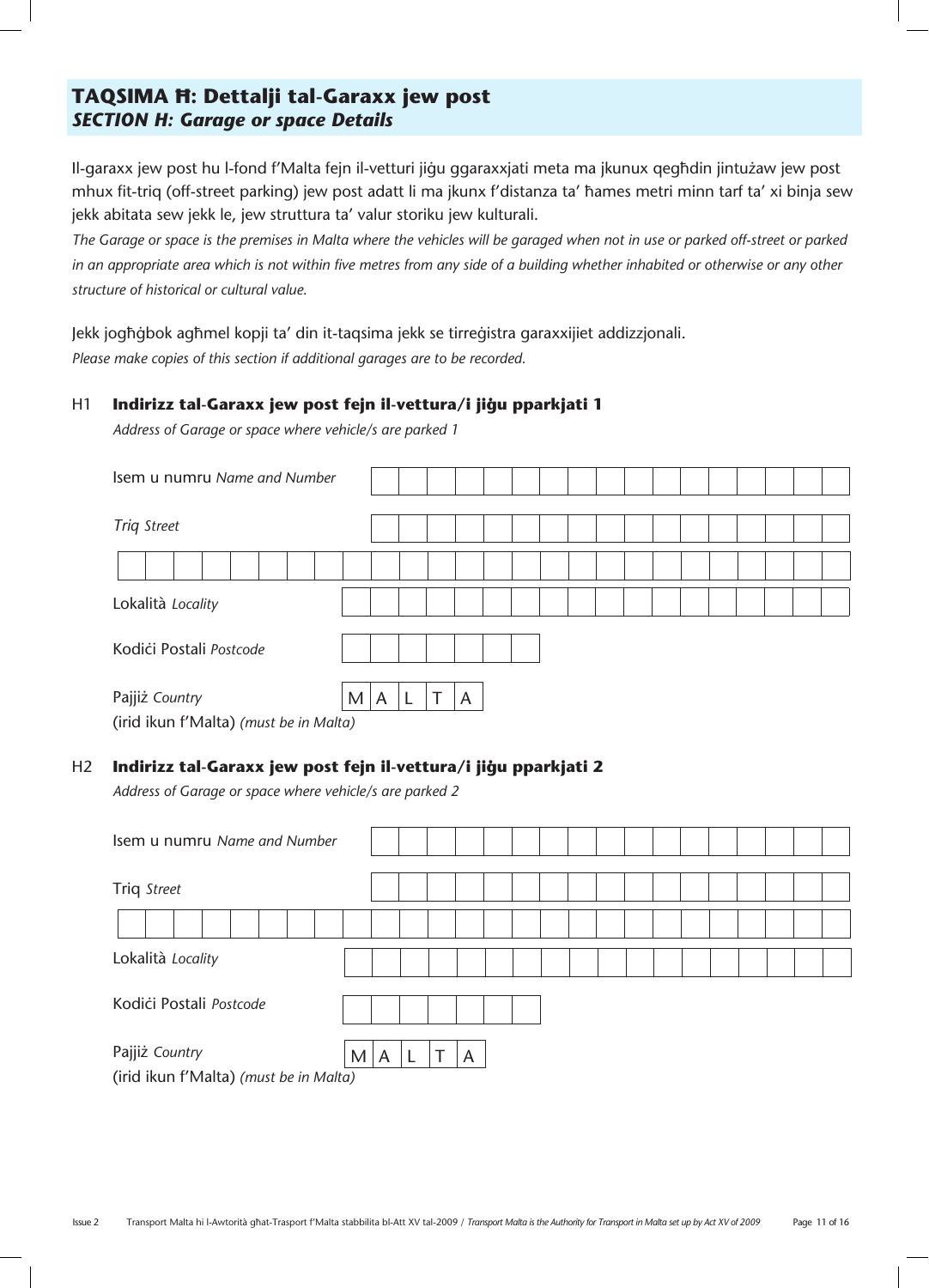## TAQSIMA Ħ: Dettalji tal-Garaxx jew post
## *SECTION H: Garage or space Details*

Il-garaxx jew post hu l-fond f'Malta fejn il-vetturi jiġu ggaraxxjati meta ma jkunux qegħdin jintużaw jew post mhux fit-triq (off-street parking) jew post adatt li ma jkunx f'distanza ta' ħames metri minn tarf ta' xi binja sew jekk abitata sew jekk le, jew struttura ta' valur storiku jew kulturali.

*The Garage or space is the premises in Malta where the vehicles will be garaged when not in use or parked off-street or parked in an appropriate area which is not within five metres from any side of a building whether inhabited or otherwise or any other structure of historical or cultural value.*

Jekk jogħġbok agħmel kopji ta' din it-taqsima jekk se tirreġistra garaxxijiet addizzjonali.

*Please make copies of this section if additional garages are to be recorded.*

### H1 **Indirizz tal-Garaxx jew post fejn il-vettura/i jiġu pparkjati 1**
*Address of Garage or space where vehicle/s are parked 1*

Isem u numru *Name and Number*

*Triq Street*

Lokalità *Locality*

Kodiċi Postali *Postcode*

Pajjiż *Country* M A L T A

(irid ikun f'Malta) *(must be in Malta)*

### H2 **Indirizz tal-Garaxx jew post fejn il-vettura/i jiġu pparkjati 2**
*Address of Garage or space where vehicle/s are parked 2*

Isem u numru *Name and Number*

Triq *Street*

Lokalità *Locality*

Kodiċi Postali *Postcode*

Pajjiż *Country* M A L T A

(irid ikun f'Malta) *(must be in Malta)*

Issue 2 Transport Malta hi l-Awtorità għat-Trasport f'Malta stabbilita bl-Att XV tal-2009 / *Transport Malta is the Authority for Transport in Malta set up by Act XV of 2009*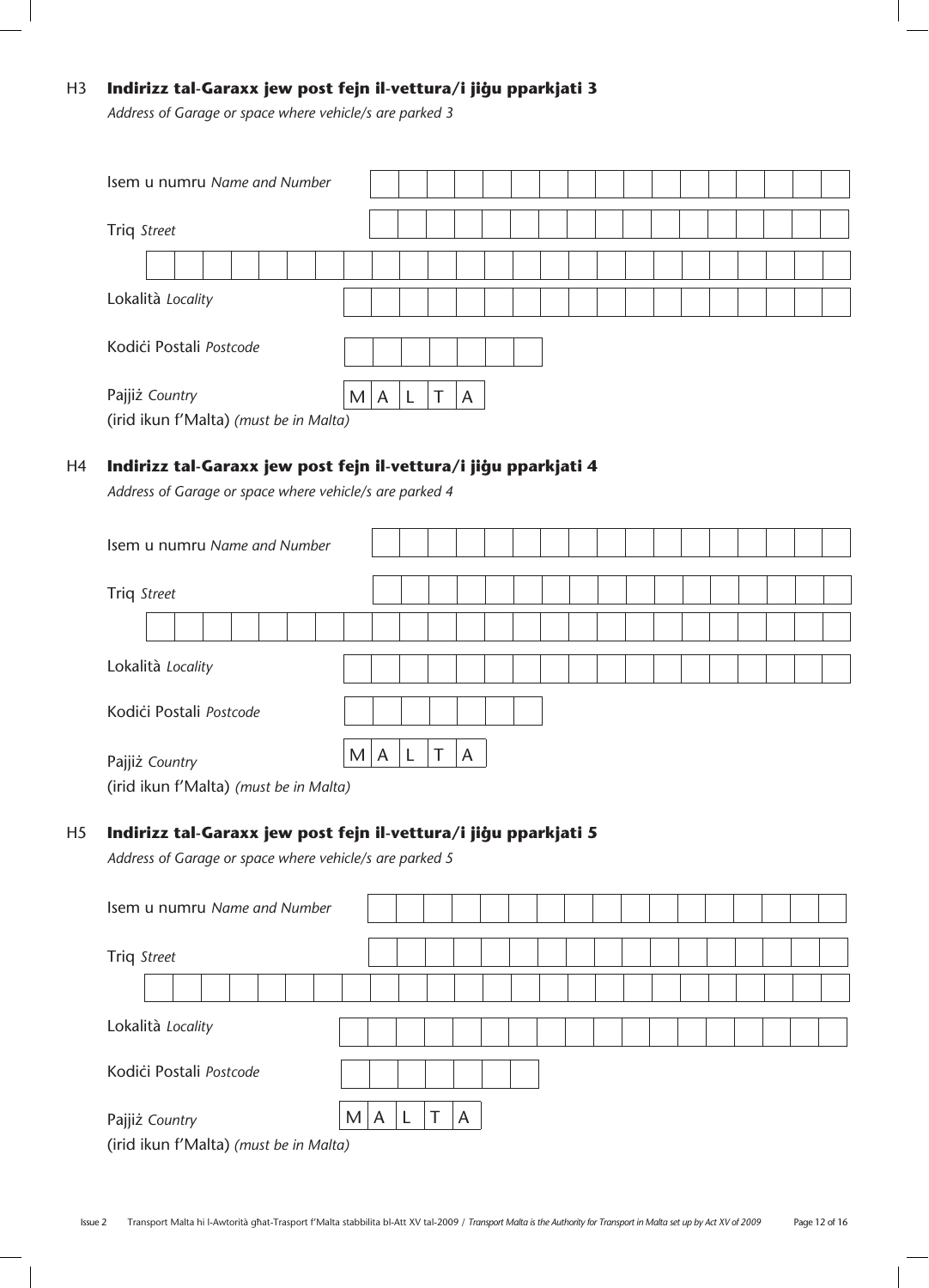### H3 **Indirizz tal-Garaxx jew post fejn il-vettura/i jiġu pparkjati 3**

*Address of Garage or space where vehicle/s are parked 3*

Isem u numru *Name and Number*

Triq *Street*

Lokalità *Locality*

Kodiċi Postali *Postcode*

Pajjiż *Country* M A L T A

(irid ikun f'Malta) *(must be in Malta)*

### H4 **Indirizz tal-Garaxx jew post fejn il-vettura/i jiġu pparkjati 4**

*Address of Garage or space where vehicle/s are parked 4*

Isem u numru *Name and Number*

Triq *Street*

Lokalità *Locality*

Kodiċi Postali *Postcode*

Pajjiż *Country* M A L T A

(irid ikun f'Malta) *(must be in Malta)*

### H5 **Indirizz tal-Garaxx jew post fejn il-vettura/i jiġu pparkjati 5**

*Address of Garage or space where vehicle/s are parked 5*

Isem u numru *Name and Number*

Triq *Street*

Lokalità *Locality*

Kodiċi Postali *Postcode*

Pajjiż *Country* M A L T A

(irid ikun f'Malta) *(must be in Malta)*

Issue 2 Transport Malta hi l-Awtorità għat-Trasport f'Malta stabbilita bl-Att XV tal-2009 / *Transport Malta is the Authority for Transport in Malta set up by Act XV of 2009*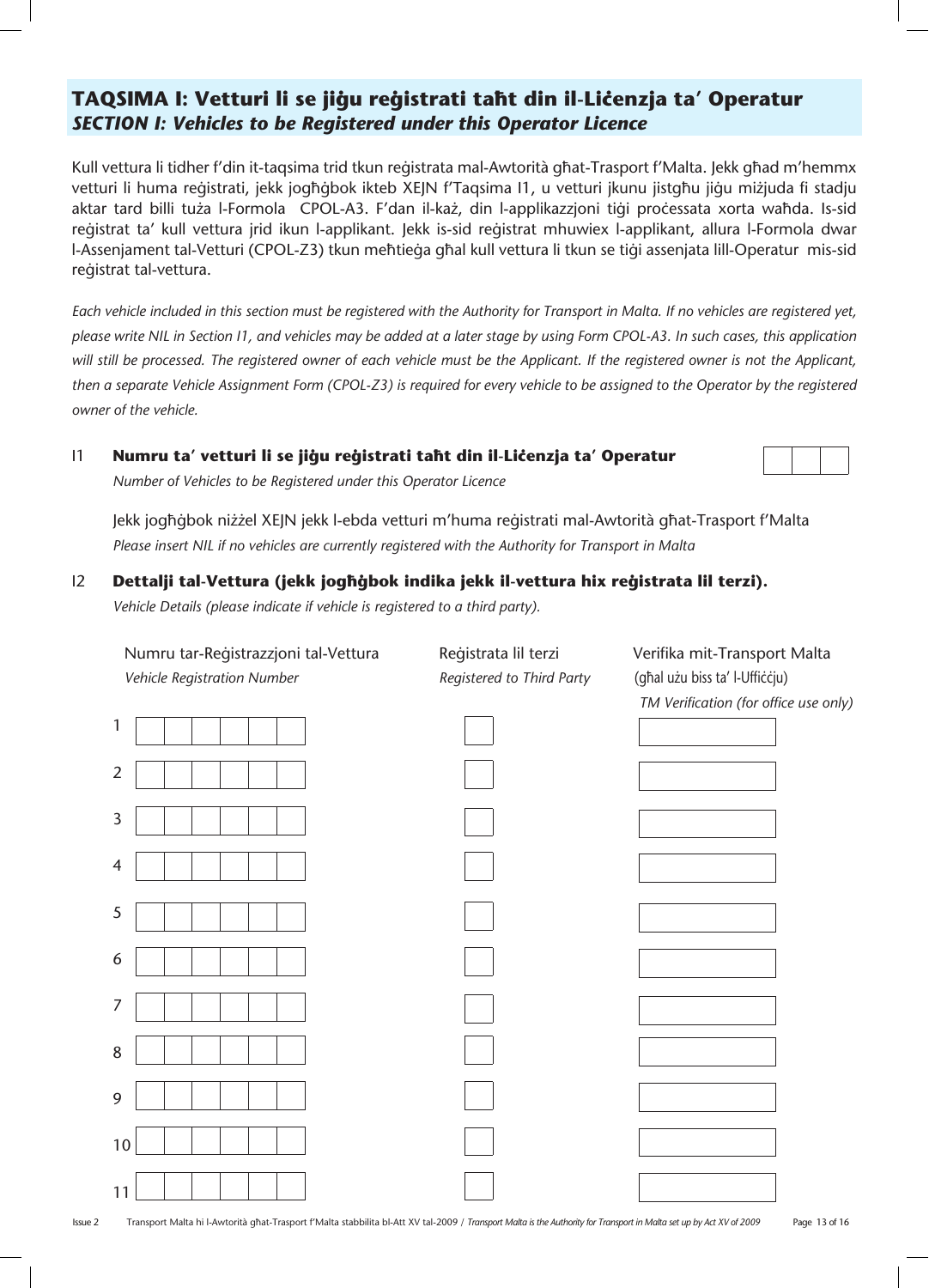## TAQSIMA I: Vetturi li se jiġu reġistrati taħt din il-Liċenzja ta' Operatur
### *SECTION I: Vehicles to be Registered under this Operator Licence*

Kull vettura li tidher f'din it-taqsima trid tkun reġistrata mal-Awtorità għat-Trasport f'Malta. Jekk għad m'hemmx vetturi li huma reġistrati, jekk jogħġbok ikteb XEJN f'Taqsima I1, u vetturi jkunu jistgħu jiġu miżjuda fi stadju aktar tard billi tuża l-Formola CPOL-A3. F'dan il-każ, din l-applikazzjoni tiġi proċessata xorta waħda. Is-sid reġistrat ta' kull vettura jrid ikun l-applikant. Jekk is-sid reġistrat mhuwiex l-applikant, allura l-Formola dwar l-Assenjament tal-Vetturi (CPOL-Z3) tkun meħtieġa għal kull vettura li tkun se tiġi assenjata lill-Operatur mis-sid reġistrat tal-vettura.

*Each vehicle included in this section must be registered with the Authority for Transport in Malta. If no vehicles are registered yet, please write NIL in Section I1, and vehicles may be added at a later stage by using Form CPOL-A3. In such cases, this application will still be processed. The registered owner of each vehicle must be the Applicant. If the registered owner is not the Applicant, then a separate Vehicle Assignment Form (CPOL-Z3) is required for every vehicle to be assigned to the Operator by the registered owner of the vehicle.*

**I1 Numru ta' vetturi li se jiġu reġistrati taħt din il-Liċenzja ta' Operatur**
*Number of Vehicles to be Registered under this Operator Licence*

| | | |
|---|---|---|
| | | |

Jekk jogħġbok niżżel XEJN jekk l-ebda vetturi m'huma reġistrati mal-Awtorità għat-Trasport f'Malta
*Please insert NIL if no vehicles are currently registered with the Authority for Transport in Malta*

**I2 Dettalji tal-Vettura (jekk jogħġbok indika jekk il-vettura hix reġistrata lil terzi).**
*Vehicle Details (please indicate if vehicle is registered to a third party).*

| | Numru tar-Reġistrazzjoni tal-Vettura<br>*Vehicle Registration Number* | Reġistrata lil terzi<br>*Registered to Third Party* | Verifika mit-Transport Malta<br>(għal użu biss ta' l-Uffiċċju)<br>*TM Verification (for office use only)* |
|---|---|---|---|
| 1 | | | |
| 2 | | | |
| 3 | | | |
| 4 | | | |
| 5 | | | |
| 6 | | | |
| 7 | | | |
| 8 | | | |
| 9 | | | |
| 10 | | | |
| 11 | | | |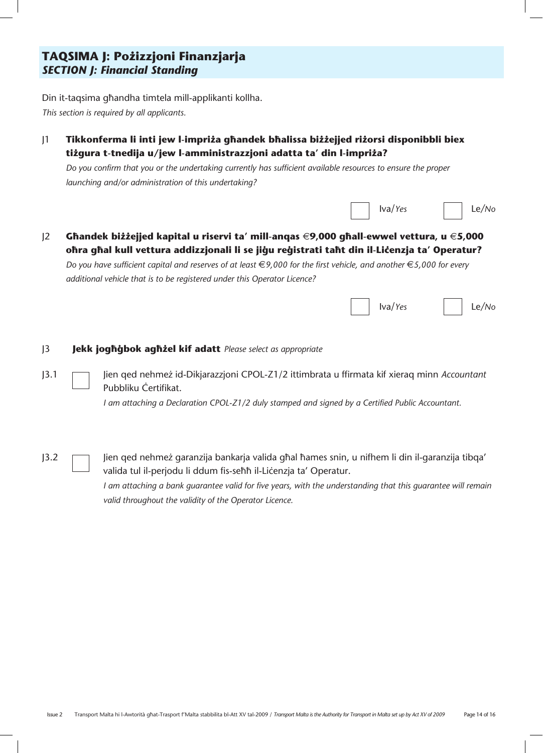## TAQSIMA J: Pożizzjoni Finanzjarja
## *SECTION J: Financial Standing*

Din it-taqsima għandha timtela mill-applikanti kollha.
*This section is required by all applicants.*

J1 **Tikkonferma li inti jew l-impriża għandek bħalissa biżżejjed riżorsi disponibbli biex tiżgura t-tnedija u/jew l-amministrazzjoni adatta ta' din l-impriża?**
*Do you confirm that you or the undertaking currently has sufficient available resources to ensure the proper launching and/or administration of this undertaking?*

☐ Iva/*Yes* ☐ Le/*No*

J2 **Għandek biżżejjed kapital u riservi ta' mill-anqas €9,000 għall-ewwel vettura, u €5,000 oħra għal kull vettura addizzjonali li se jiġu reġistrati taħt din il-Liċenzja ta' Operatur?**
*Do you have sufficient capital and reserves of at least €9,000 for the first vehicle, and another €5,000 for every additional vehicle that is to be registered under this Operator Licence?*

☐ Iva/*Yes* ☐ Le/*No*

J3 **Jekk jogħġbok agħżel kif adatt** *Please select as appropriate*

J3.1 ☐ Jien qed nehmeż id-Dikjarazzjoni CPOL-Z1/2 ittimbrata u ffirmata kif xieraq minn *Accountant* Pubbliku Ċertifikat.
*I am attaching a Declaration CPOL-Z1/2 duly stamped and signed by a Certified Public Accountant.*

J3.2 ☐ Jien qed nehmeż garanzija bankarja valida għal ħames snin, u nifhem li din il-garanzija tibqa' valida tul il-perjodu li ddum fis-seħħ il-Liċenzja ta' Operatur.
*I am attaching a bank guarantee valid for five years, with the understanding that this guarantee will remain valid throughout the validity of the Operator Licence.*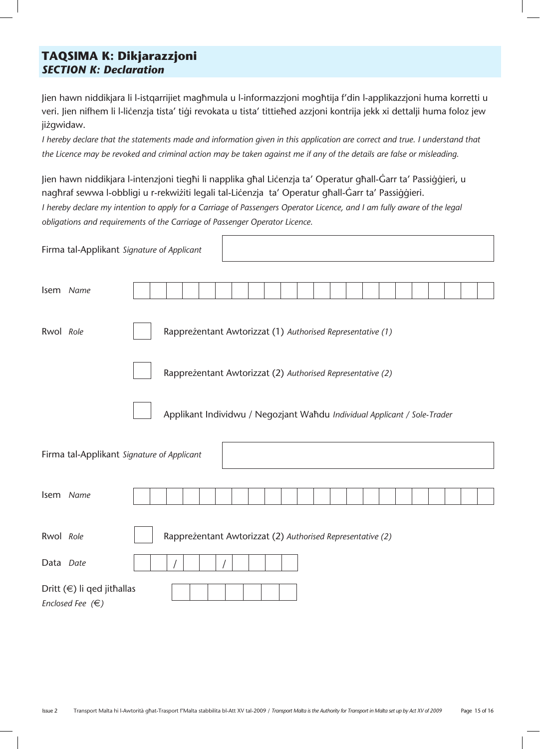## TAQSIMA K: Dikjarazzjoni
### *SECTION K: Declaration*

Jien hawn niddikjara li l-istqarrijiet magħmula u l-informazzjoni mogħtija f'din l-applikazzjoni huma korretti u veri. Jien nifhem li l-liċenzja tista' tiġi revokata u tista' tittieħed azzjoni kontrija jekk xi dettalji huma foloz jew jiżgwidaw.

*I hereby declare that the statements made and information given in this application are correct and true. I understand that the Licence may be revoked and criminal action may be taken against me if any of the details are false or misleading.*

Jien hawn niddikjara l-intenzjoni tiegħi li napplika għal Liċenzja ta' Operatur għall-Ġarr ta' Passiġġieri, u nagħraf sewwa l-obbligi u r-rekwiżiti legali tal-Liċenzja ta' Operatur għall-Ġarr ta' Passiġġieri.

*I hereby declare my intention to apply for a Carriage of Passengers Operator Licence, and I am fully aware of the legal obligations and requirements of the Carriage of Passenger Operator Licence.*

Firma tal-Applikant *Signature of Applicant* ____________________

Isem *Name* ____________________

Rwol *Role*

- ☐ Rappreżentant Awtorizzat (1) *Authorised Representative (1)*
- ☐ Rappreżentant Awtorizzat (2) *Authorised Representative (2)*
- ☐ Applikant Individwu / Negozjant Waħdu *Individual Applicant / Sole-Trader*

Firma tal-Applikant *Signature of Applicant* ____________________

Isem *Name* ____________________

Rwol *Role*

- ☐ Rappreżentant Awtorizzat (2) *Authorised Representative (2)*

Data *Date* __ __ / __ __ / __ __ __ __

Dritt (€) li qed jitħallas
*Enclosed Fee (€)* ____________________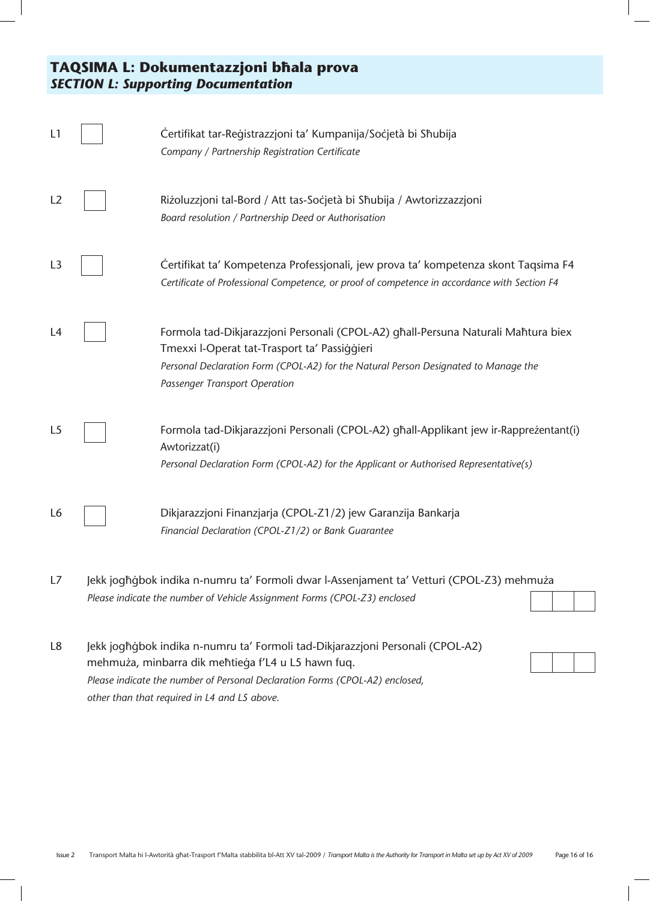## TAQSIMA L: Dokumentazzjoni bħala prova
### *SECTION L: Supporting Documentation*

L1 ☐ Ċertifikat tar-Reġistrazzjoni ta' Kumpanija/Soċjetà bi Sħubija
*Company / Partnership Registration Certificate*

L2 ☐ Riżoluzzjoni tal-Bord / Att tas-Soċjetà bi Sħubija / Awtorizzazzjoni
*Board resolution / Partnership Deed or Authorisation*

L3 ☐ Ċertifikat ta' Kompetenza Professjonali, jew prova ta' kompetenza skont Taqsima F4
*Certificate of Professional Competence, or proof of competence in accordance with Section F4*

L4 ☐ Formola tad-Dikjarazzjoni Personali (CPOL-A2) għall-Persuna Naturali Maħtura biex Tmexxi l-Operat tat-Trasport ta' Passiġġieri
*Personal Declaration Form (CPOL-A2) for the Natural Person Designated to Manage the Passenger Transport Operation*

L5 ☐ Formola tad-Dikjarazzjoni Personali (CPOL-A2) għall-Applikant jew ir-Rappreżentant(i) Awtorizzat(i)
*Personal Declaration Form (CPOL-A2) for the Applicant or Authorised Representative(s)*

L6 ☐ Dikjarazzjoni Finanzjarja (CPOL-Z1/2) jew Garanzija Bankarja
*Financial Declaration (CPOL-Z1/2) or Bank Guarantee*

L7 Jekk jogħġbok indika n-numru ta' Formoli dwar l-Assenjament ta' Vetturi (CPOL-Z3) mehmuża
*Please indicate the number of Vehicle Assignment Forms (CPOL-Z3) enclosed* ☐☐☐

L8 Jekk jogħġbok indika n-numru ta' Formoli tad-Dikjarazzjoni Personali (CPOL-A2) mehmuża, minbarra dik meħtieġa f'L4 u L5 hawn fuq.
*Please indicate the number of Personal Declaration Forms (CPOL-A2) enclosed, other than that required in L4 and L5 above.* ☐☐☐

Issue 2 Transport Malta hi l-Awtorità għat-Trasport f'Malta stabbilita bl-Att XV tal-2009 / *Transport Malta is the Authority for Transport in Malta set up by Act XV of 2009*